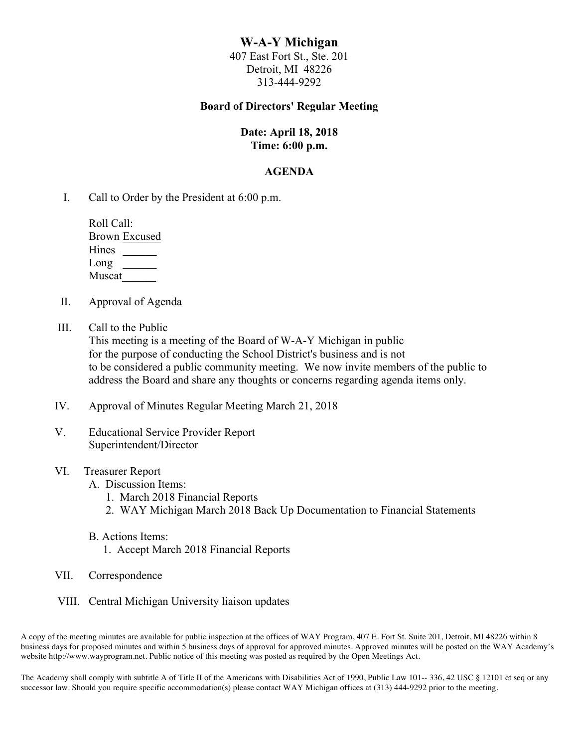# W-A-Y Michigan

407 East Fort St., Ste. 201
Detroit, MI 48226
313-444-9292

**Board of Directors' Regular Meeting**

**Date: April 18, 2018**
**Time: 6:00 p.m.**

## AGENDA

I. Call to Order by the President at 6:00 p.m.

Roll Call:
Brown Excused
Hines ______
Long ______
Muscat______

II. Approval of Agenda

III. Call to the Public
This meeting is a meeting of the Board of W-A-Y Michigan in public for the purpose of conducting the School District's business and is not to be considered a public community meeting. We now invite members of the public to address the Board and share any thoughts or concerns regarding agenda items only.

IV. Approval of Minutes Regular Meeting March 21, 2018

V. Educational Service Provider Report
Superintendent/Director

VI. Treasurer Report
   A. Discussion Items:
      1. March 2018 Financial Reports
      2. WAY Michigan March 2018 Back Up Documentation to Financial Statements

   B. Actions Items:
      1. Accept March 2018 Financial Reports

VII. Correspondence

VIII. Central Michigan University liaison updates

A copy of the meeting minutes are available for public inspection at the offices of WAY Program, 407 E. Fort St. Suite 201, Detroit, MI 48226 within 8 business days for proposed minutes and within 5 business days of approval for approved minutes. Approved minutes will be posted on the WAY Academy's website http://www.wayprogram.net. Public notice of this meeting was posted as required by the Open Meetings Act.

The Academy shall comply with subtitle A of Title II of the Americans with Disabilities Act of 1990, Public Law 101-- 336, 42 USC § 12101 et seq or any successor law. Should you require specific accommodation(s) please contact WAY Michigan offices at (313) 444-9292 prior to the meeting.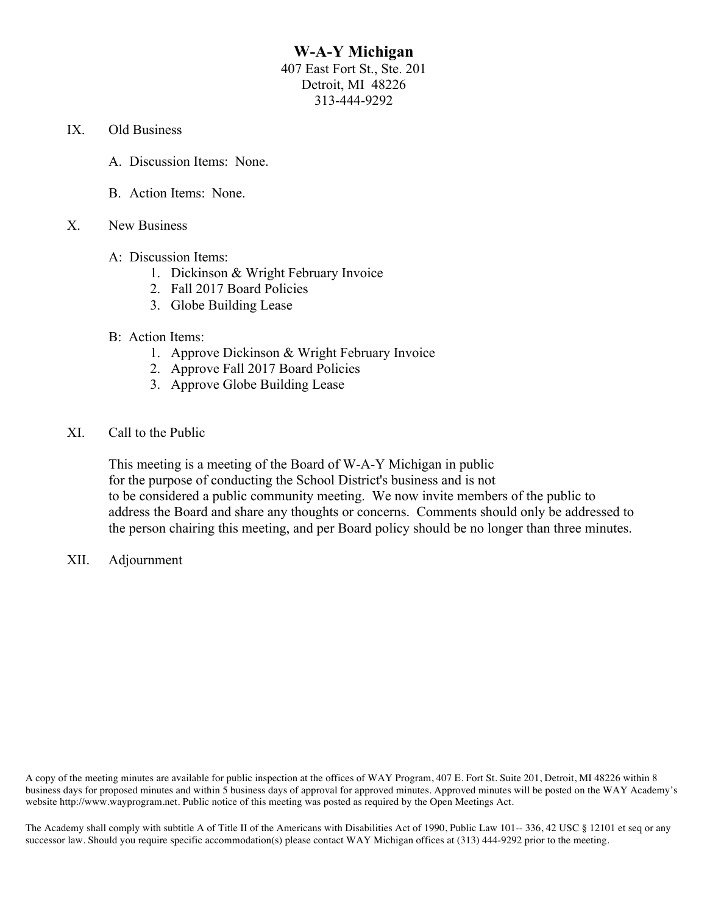# W-A-Y Michigan

407 East Fort St., Ste. 201
Detroit, MI 48226
313-444-9292

IX. Old Business

A. Discussion Items: None.

B. Action Items: None.

X. New Business

A: Discussion Items:

1. Dickinson & Wright February Invoice
2. Fall 2017 Board Policies
3. Globe Building Lease

B: Action Items:

1. Approve Dickinson & Wright February Invoice
2. Approve Fall 2017 Board Policies
3. Approve Globe Building Lease

XI. Call to the Public

This meeting is a meeting of the Board of W-A-Y Michigan in public for the purpose of conducting the School District's business and is not to be considered a public community meeting. We now invite members of the public to address the Board and share any thoughts or concerns. Comments should only be addressed to the person chairing this meeting, and per Board policy should be no longer than three minutes.

XII. Adjournment

A copy of the meeting minutes are available for public inspection at the offices of WAY Program, 407 E. Fort St. Suite 201, Detroit, MI 48226 within 8 business days for proposed minutes and within 5 business days of approval for approved minutes. Approved minutes will be posted on the WAY Academy's website http://www.wayprogram.net. Public notice of this meeting was posted as required by the Open Meetings Act.

The Academy shall comply with subtitle A of Title II of the Americans with Disabilities Act of 1990, Public Law 101-- 336, 42 USC § 12101 et seq or any successor law. Should you require specific accommodation(s) please contact WAY Michigan offices at (313) 444-9292 prior to the meeting.